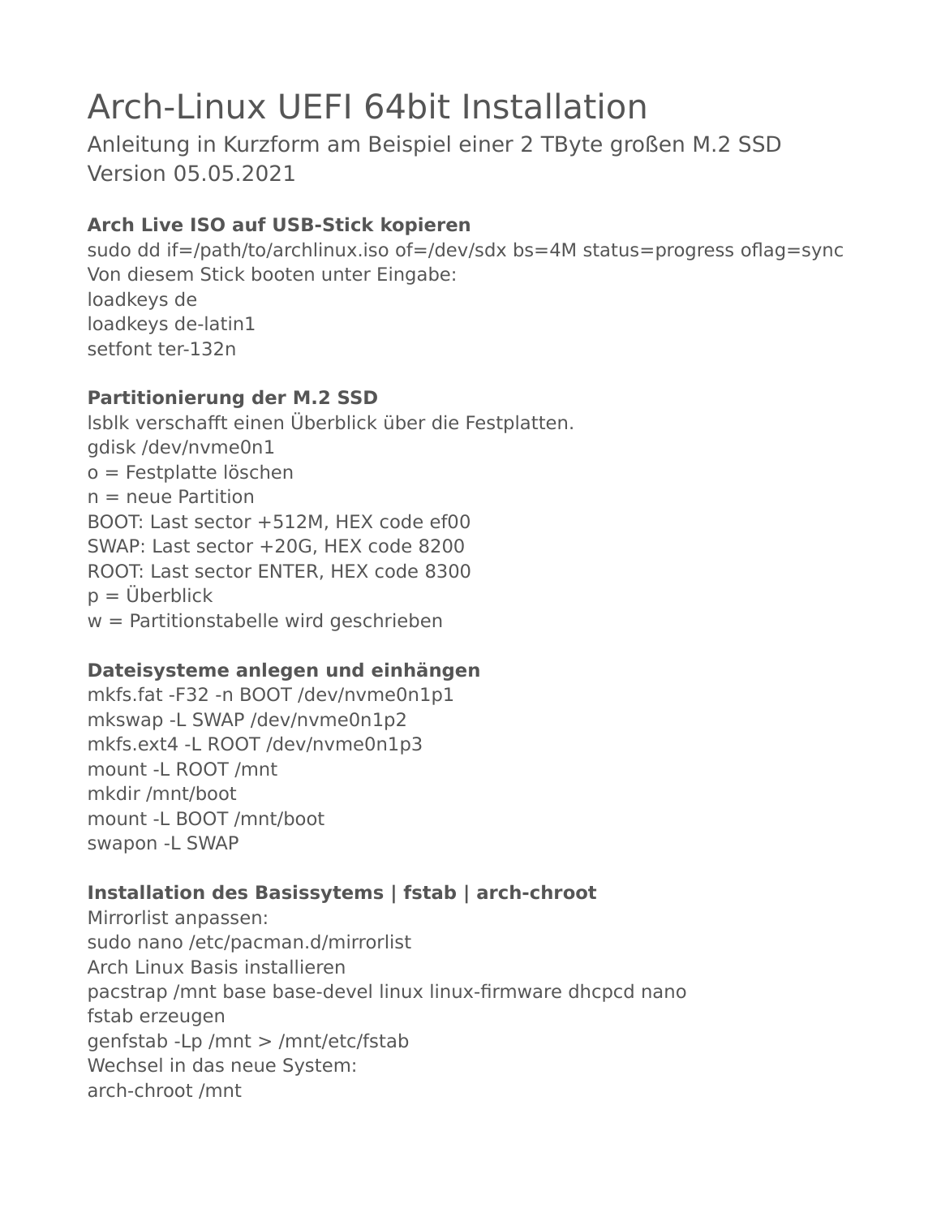# Arch-Linux UEFI 64bit Installation

Anleitung in Kurzform am Beispiel einer 2 TByte großen M.2 SSD
Version 05.05.2021

**Arch Live ISO auf USB-Stick kopieren**
sudo dd if=/path/to/archlinux.iso of=/dev/sdx bs=4M status=progress oflag=sync
Von diesem Stick booten unter Eingabe:
loadkeys de
loadkeys de-latin1
setfont ter-132n

**Partitionierung der M.2 SSD**
lsblk verschafft einen Überblick über die Festplatten.
gdisk /dev/nvme0n1
o = Festplatte löschen
n = neue Partition
BOOT: Last sector +512M, HEX code ef00
SWAP: Last sector +20G, HEX code 8200
ROOT: Last sector ENTER, HEX code 8300
p = Überblick
w = Partitionstabelle wird geschrieben

**Dateisysteme anlegen und einhängen**
mkfs.fat -F32 -n BOOT /dev/nvme0n1p1
mkswap -L SWAP /dev/nvme0n1p2
mkfs.ext4 -L ROOT /dev/nvme0n1p3
mount -L ROOT /mnt
mkdir /mnt/boot
mount -L BOOT /mnt/boot
swapon -L SWAP

**Installation des Basissytems | fstab | arch-chroot**
Mirrorlist anpassen:
sudo nano /etc/pacman.d/mirrorlist
Arch Linux Basis installieren
pacstrap /mnt base base-devel linux linux-firmware dhcpcd nano
fstab erzeugen
genfstab -Lp /mnt > /mnt/etc/fstab
Wechsel in das neue System:
arch-chroot /mnt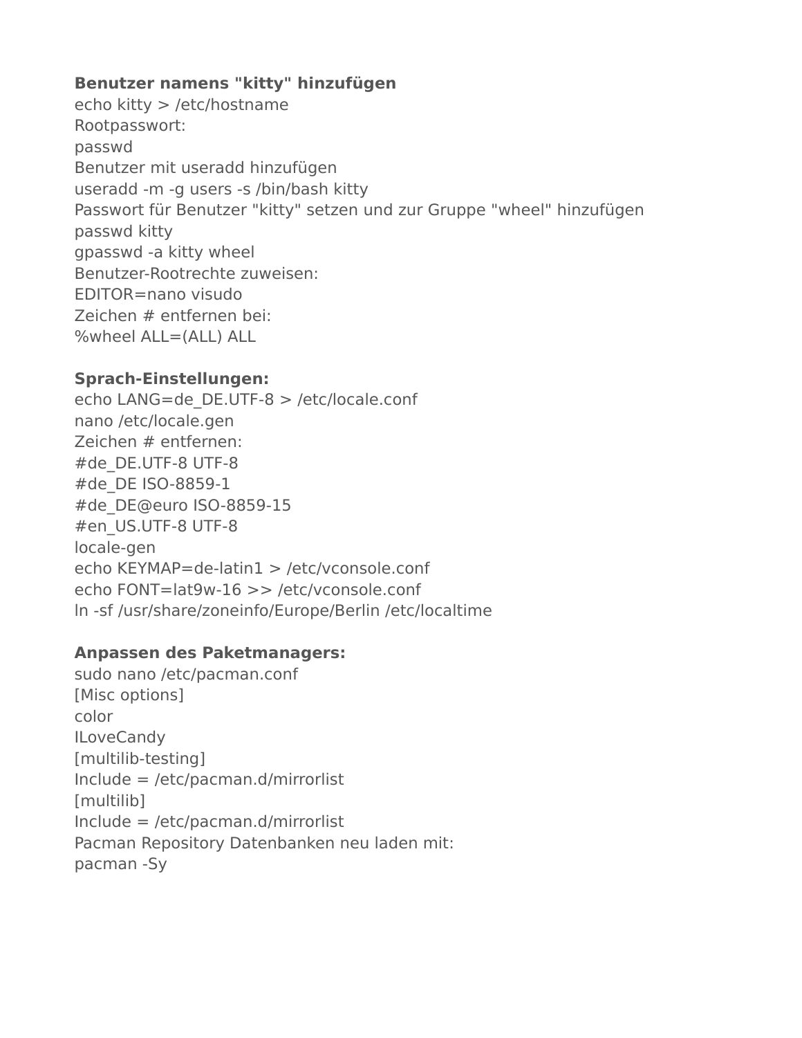**Benutzer namens "kitty" hinzufügen**
echo kitty > /etc/hostname
Rootpasswort:
passwd
Benutzer mit useradd hinzufügen
useradd -m -g users -s /bin/bash kitty
Passwort für Benutzer "kitty" setzen und zur Gruppe "wheel" hinzufügen
passwd kitty
gpasswd -a kitty wheel
Benutzer-Rootrechte zuweisen:
EDITOR=nano visudo
Zeichen # entfernen bei:
%wheel ALL=(ALL) ALL

**Sprach-Einstellungen:**
echo LANG=de_DE.UTF-8 > /etc/locale.conf
nano /etc/locale.gen
Zeichen # entfernen:
#de_DE.UTF-8 UTF-8
#de_DE ISO-8859-1
#de_DE@euro ISO-8859-15
#en_US.UTF-8 UTF-8
locale-gen
echo KEYMAP=de-latin1 > /etc/vconsole.conf
echo FONT=lat9w-16 >> /etc/vconsole.conf
ln -sf /usr/share/zoneinfo/Europe/Berlin /etc/localtime

**Anpassen des Paketmanagers:**
sudo nano /etc/pacman.conf
[Misc options]
color
ILoveCandy
[multilib-testing]
Include = /etc/pacman.d/mirrorlist
[multilib]
Include = /etc/pacman.d/mirrorlist
Pacman Repository Datenbanken neu laden mit:
pacman -Sy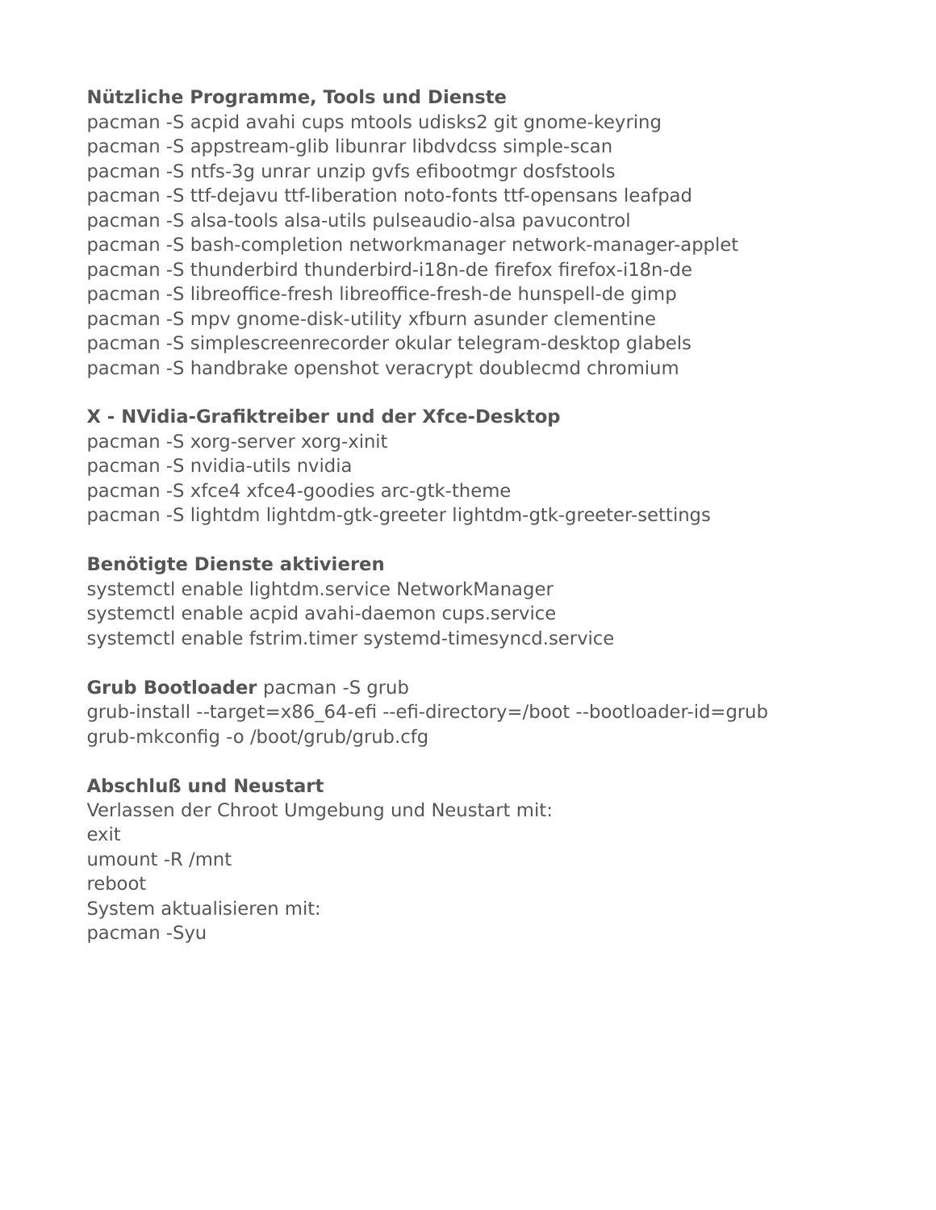**Nützliche Programme, Tools und Dienste**
pacman -S acpid avahi cups mtools udisks2 git gnome-keyring
pacman -S appstream-glib libunrar libdvdcss simple-scan
pacman -S ntfs-3g unrar unzip gvfs efibootmgr dosfstools
pacman -S ttf-dejavu ttf-liberation noto-fonts ttf-opensans leafpad
pacman -S alsa-tools alsa-utils pulseaudio-alsa pavucontrol
pacman -S bash-completion networkmanager network-manager-applet
pacman -S thunderbird thunderbird-i18n-de firefox firefox-i18n-de
pacman -S libreoffice-fresh libreoffice-fresh-de hunspell-de gimp
pacman -S mpv gnome-disk-utility xfburn asunder clementine
pacman -S simplescreenrecorder okular telegram-desktop glabels
pacman -S handbrake openshot veracrypt doublecmd chromium

**X - NVidia-Grafiktreiber und der Xfce-Desktop**
pacman -S xorg-server xorg-xinit
pacman -S nvidia-utils nvidia
pacman -S xfce4 xfce4-goodies arc-gtk-theme
pacman -S lightdm lightdm-gtk-greeter lightdm-gtk-greeter-settings

**Benötigte Dienste aktivieren**
systemctl enable lightdm.service NetworkManager
systemctl enable acpid avahi-daemon cups.service
systemctl enable fstrim.timer systemd-timesyncd.service

**Grub Bootloader** pacman -S grub
grub-install --target=x86_64-efi --efi-directory=/boot --bootloader-id=grub
grub-mkconfig -o /boot/grub/grub.cfg

**Abschluß und Neustart**
Verlassen der Chroot Umgebung und Neustart mit:
exit
umount -R /mnt
reboot
System aktualisieren mit:
pacman -Syu